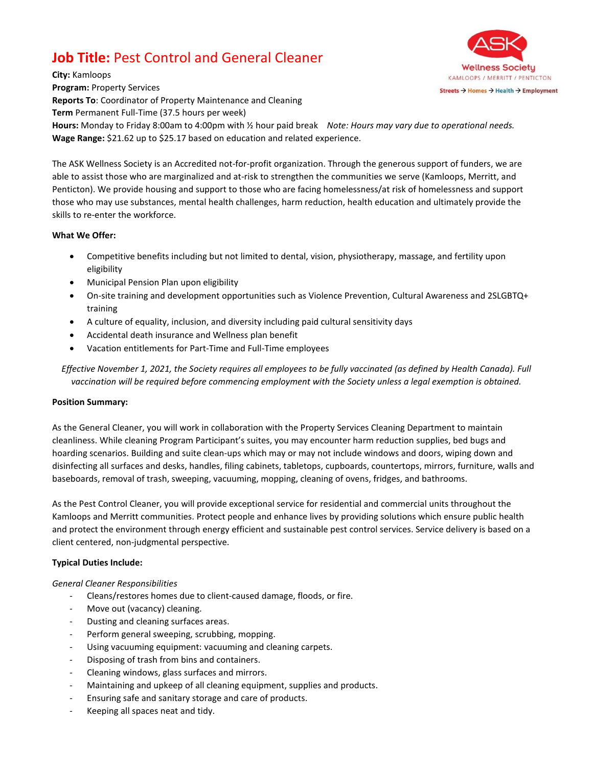# **Job Title:** Pest Control and General Cleaner

ASK Wellness Society
KAMLOOPS / MERRITT / PENTICTON
Streets → Homes → Health → Employment

**City:** Kamloops
**Program:** Property Services
**Reports To**: Coordinator of Property Maintenance and Cleaning
**Term** Permanent Full-Time (37.5 hours per week)
**Hours:** Monday to Friday 8:00am to 4:00pm with ½ hour paid break *Note: Hours may vary due to operational needs.*
**Wage Range:** $21.62 up to $25.17 based on education and related experience.

The ASK Wellness Society is an Accredited not-for-profit organization. Through the generous support of funders, we are able to assist those who are marginalized and at-risk to strengthen the communities we serve (Kamloops, Merritt, and Penticton). We provide housing and support to those who are facing homelessness/at risk of homelessness and support those who may use substances, mental health challenges, harm reduction, health education and ultimately provide the skills to re-enter the workforce.

**What We Offer:**

- Competitive benefits including but not limited to dental, vision, physiotherapy, massage, and fertility upon eligibility
- Municipal Pension Plan upon eligibility
- On-site training and development opportunities such as Violence Prevention, Cultural Awareness and 2SLGBTQ+ training
- A culture of equality, inclusion, and diversity including paid cultural sensitivity days
- Accidental death insurance and Wellness plan benefit
- Vacation entitlements for Part-Time and Full-Time employees

*Effective November 1, 2021, the Society requires all employees to be fully vaccinated (as defined by Health Canada). Full vaccination will be required before commencing employment with the Society unless a legal exemption is obtained.*

**Position Summary:**

As the General Cleaner, you will work in collaboration with the Property Services Cleaning Department to maintain cleanliness. While cleaning Program Participant's suites, you may encounter harm reduction supplies, bed bugs and hoarding scenarios. Building and suite clean-ups which may or may not include windows and doors, wiping down and disinfecting all surfaces and desks, handles, filing cabinets, tabletops, cupboards, countertops, mirrors, furniture, walls and baseboards, removal of trash, sweeping, vacuuming, mopping, cleaning of ovens, fridges, and bathrooms.

As the Pest Control Cleaner, you will provide exceptional service for residential and commercial units throughout the Kamloops and Merritt communities. Protect people and enhance lives by providing solutions which ensure public health and protect the environment through energy efficient and sustainable pest control services. Service delivery is based on a client centered, non-judgmental perspective.

**Typical Duties Include:**

*General Cleaner Responsibilities*

- Cleans/restores homes due to client-caused damage, floods, or fire.
- Move out (vacancy) cleaning.
- Dusting and cleaning surfaces areas.
- Perform general sweeping, scrubbing, mopping.
- Using vacuuming equipment: vacuuming and cleaning carpets.
- Disposing of trash from bins and containers.
- Cleaning windows, glass surfaces and mirrors.
- Maintaining and upkeep of all cleaning equipment, supplies and products.
- Ensuring safe and sanitary storage and care of products.
- Keeping all spaces neat and tidy.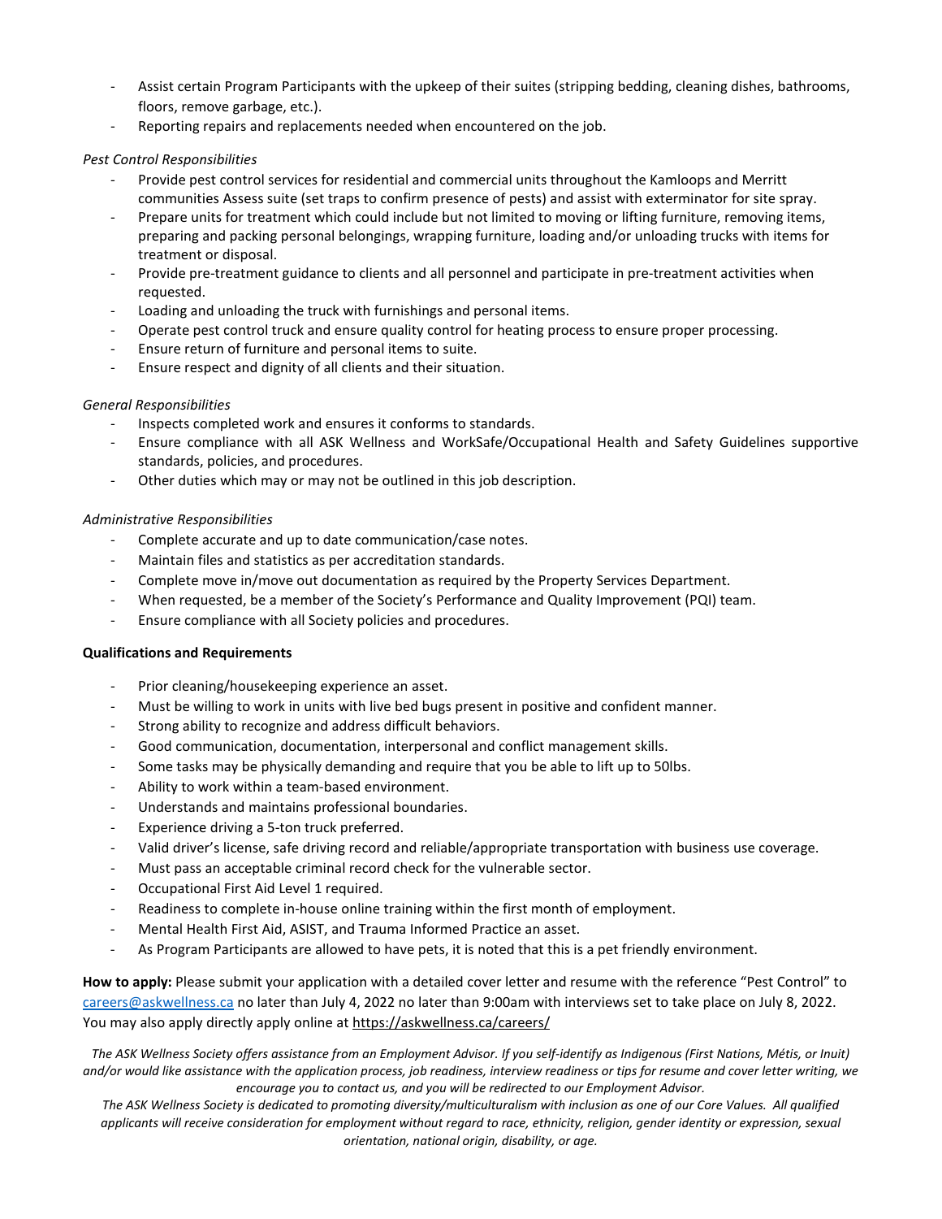- Assist certain Program Participants with the upkeep of their suites (stripping bedding, cleaning dishes, bathrooms, floors, remove garbage, etc.).
- Reporting repairs and replacements needed when encountered on the job.

*Pest Control Responsibilities*

- Provide pest control services for residential and commercial units throughout the Kamloops and Merritt communities Assess suite (set traps to confirm presence of pests) and assist with exterminator for site spray.
- Prepare units for treatment which could include but not limited to moving or lifting furniture, removing items, preparing and packing personal belongings, wrapping furniture, loading and/or unloading trucks with items for treatment or disposal.
- Provide pre-treatment guidance to clients and all personnel and participate in pre-treatment activities when requested.
- Loading and unloading the truck with furnishings and personal items.
- Operate pest control truck and ensure quality control for heating process to ensure proper processing.
- Ensure return of furniture and personal items to suite.
- Ensure respect and dignity of all clients and their situation.

*General Responsibilities*

- Inspects completed work and ensures it conforms to standards.
- Ensure compliance with all ASK Wellness and WorkSafe/Occupational Health and Safety Guidelines supportive standards, policies, and procedures.
- Other duties which may or may not be outlined in this job description.

*Administrative Responsibilities*

- Complete accurate and up to date communication/case notes.
- Maintain files and statistics as per accreditation standards.
- Complete move in/move out documentation as required by the Property Services Department.
- When requested, be a member of the Society's Performance and Quality Improvement (PQI) team.
- Ensure compliance with all Society policies and procedures.

**Qualifications and Requirements**

- Prior cleaning/housekeeping experience an asset.
- Must be willing to work in units with live bed bugs present in positive and confident manner.
- Strong ability to recognize and address difficult behaviors.
- Good communication, documentation, interpersonal and conflict management skills.
- Some tasks may be physically demanding and require that you be able to lift up to 50lbs.
- Ability to work within a team-based environment.
- Understands and maintains professional boundaries.
- Experience driving a 5-ton truck preferred.
- Valid driver's license, safe driving record and reliable/appropriate transportation with business use coverage.
- Must pass an acceptable criminal record check for the vulnerable sector.
- Occupational First Aid Level 1 required.
- Readiness to complete in-house online training within the first month of employment.
- Mental Health First Aid, ASIST, and Trauma Informed Practice an asset.
- As Program Participants are allowed to have pets, it is noted that this is a pet friendly environment.

**How to apply:** Please submit your application with a detailed cover letter and resume with the reference "Pest Control" to careers@askwellness.ca no later than July 4, 2022 no later than 9:00am with interviews set to take place on July 8, 2022. You may also apply directly apply online at https://askwellness.ca/careers/

*The ASK Wellness Society offers assistance from an Employment Advisor. If you self-identify as Indigenous (First Nations, Métis, or Inuit) and/or would like assistance with the application process, job readiness, interview readiness or tips for resume and cover letter writing, we encourage you to contact us, and you will be redirected to our Employment Advisor.*

*The ASK Wellness Society is dedicated to promoting diversity/multiculturalism with inclusion as one of our Core Values. All qualified applicants will receive consideration for employment without regard to race, ethnicity, religion, gender identity or expression, sexual orientation, national origin, disability, or age.*